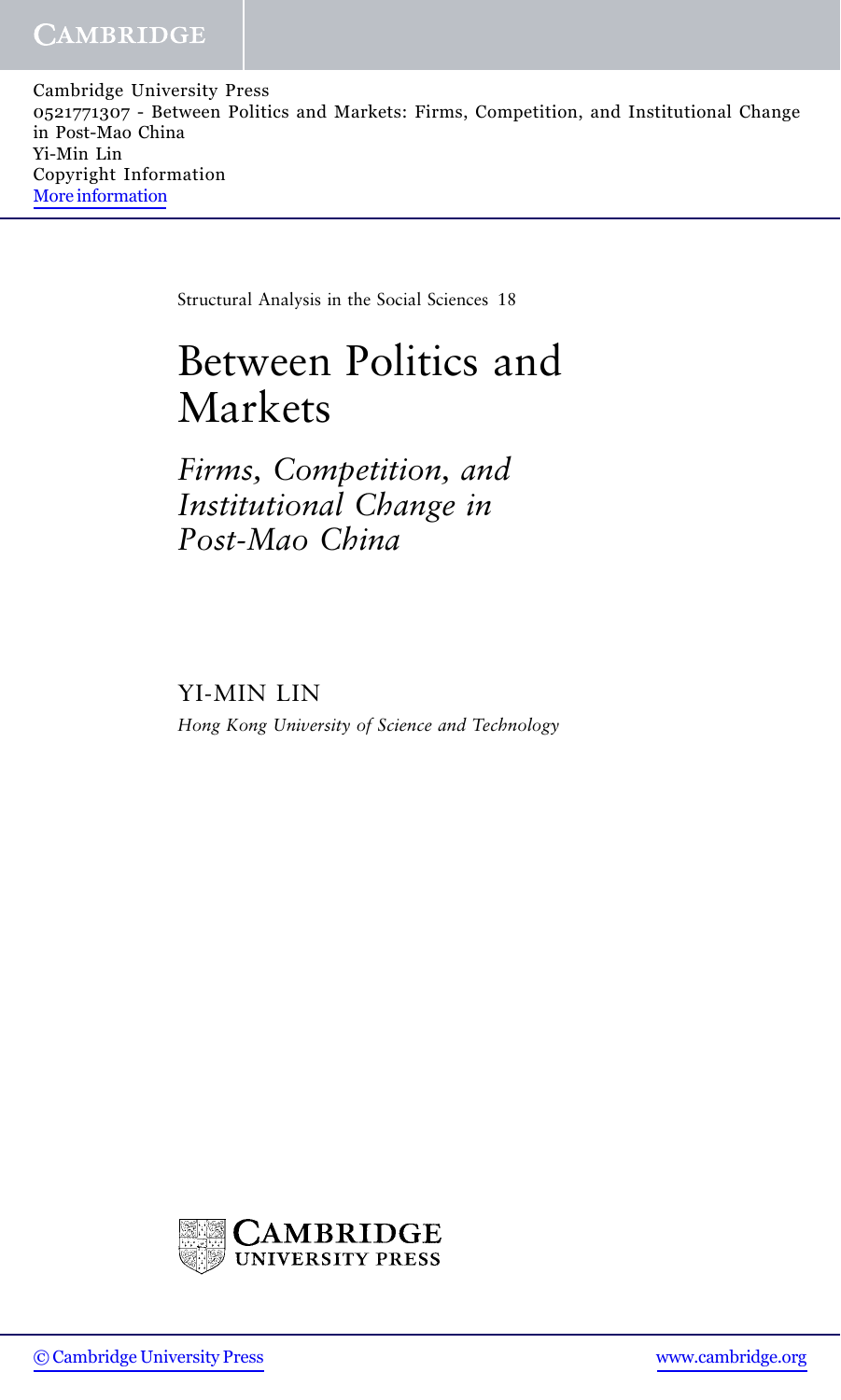Cambridge University Press
0521771307 - Between Politics and Markets: Firms, Competition, and Institutional Change in Post-Mao China
Yi-Min Lin
Copyright Information
More information

Structural Analysis in the Social Sciences 18

# Between Politics and Markets

## *Firms, Competition, and Institutional Change in Post-Mao China*

YI-MIN LIN

*Hong Kong University of Science and Technology*

CAMBRIDGE
UNIVERSITY PRESS

© Cambridge University Press www.cambridge.org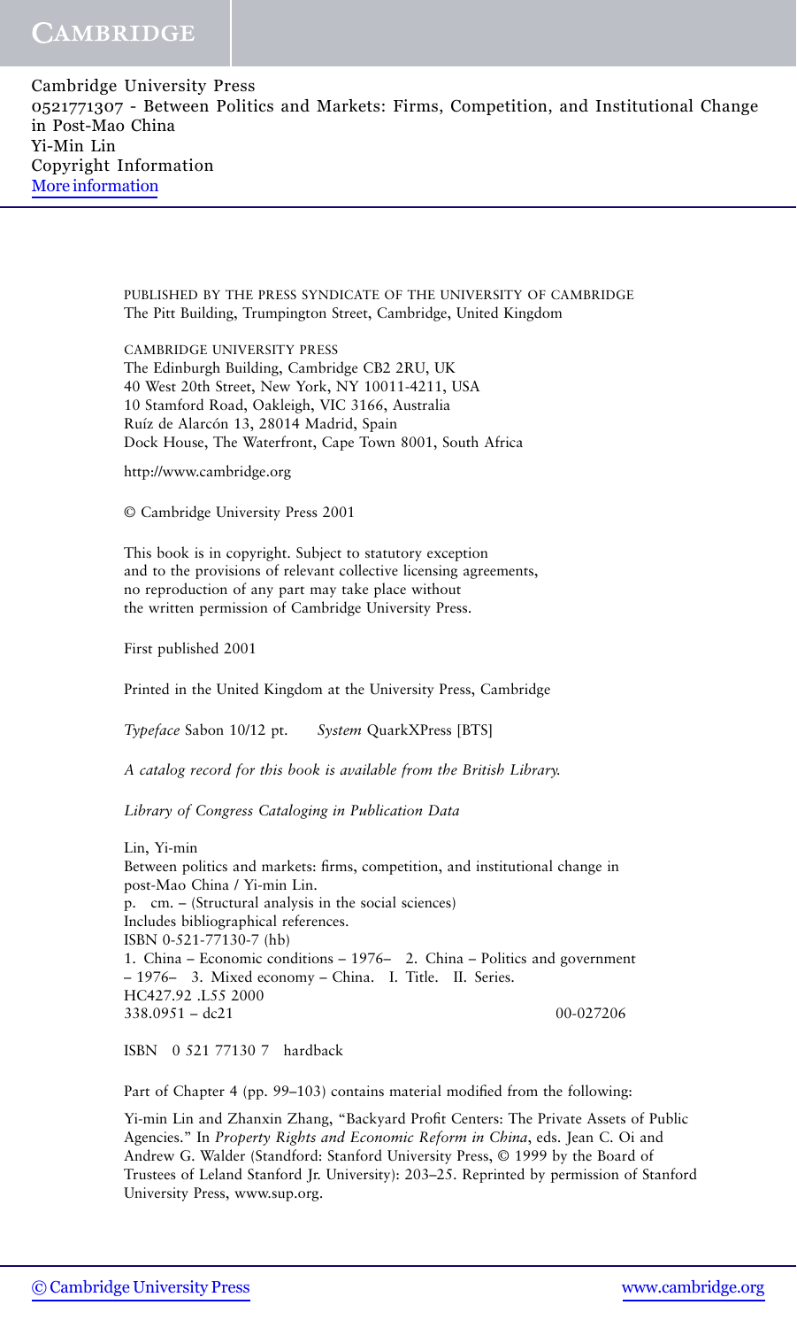PUBLISHED BY THE PRESS SYNDICATE OF THE UNIVERSITY OF CAMBRIDGE
The Pitt Building, Trumpington Street, Cambridge, United Kingdom

CAMBRIDGE UNIVERSITY PRESS
The Edinburgh Building, Cambridge CB2 2RU, UK
40 West 20th Street, New York, NY 10011-4211, USA
10 Stamford Road, Oakleigh, VIC 3166, Australia
Ruíz de Alarcón 13, 28014 Madrid, Spain
Dock House, The Waterfront, Cape Town 8001, South Africa

http://www.cambridge.org

© Cambridge University Press 2001

This book is in copyright. Subject to statutory exception
and to the provisions of relevant collective licensing agreements,
no reproduction of any part may take place without
the written permission of Cambridge University Press.

First published 2001

Printed in the United Kingdom at the University Press, Cambridge

*Typeface* Sabon 10/12 pt. *System* QuarkXPress [BTS]

*A catalog record for this book is available from the British Library.*

*Library of Congress Cataloging in Publication Data*

Lin, Yi-min
Between politics and markets: firms, competition, and institutional change in post-Mao China / Yi-min Lin.
p. cm. – (Structural analysis in the social sciences)
Includes bibliographical references.
ISBN 0-521-77130-7 (hb)
1. China – Economic conditions – 1976– 2. China – Politics and government – 1976– 3. Mixed economy – China. I. Title. II. Series.
HC427.92 .L55 2000
338.0951 – dc21 00-027206

ISBN 0 521 77130 7 hardback

Part of Chapter 4 (pp. 99–103) contains material modified from the following:

Yi-min Lin and Zhanxin Zhang, "Backyard Profit Centers: The Private Assets of Public Agencies." In *Property Rights and Economic Reform in China*, eds. Jean C. Oi and Andrew G. Walder (Standford: Stanford University Press, © 1999 by the Board of Trustees of Leland Stanford Jr. University): 203–25. Reprinted by permission of Stanford University Press, www.sup.org.